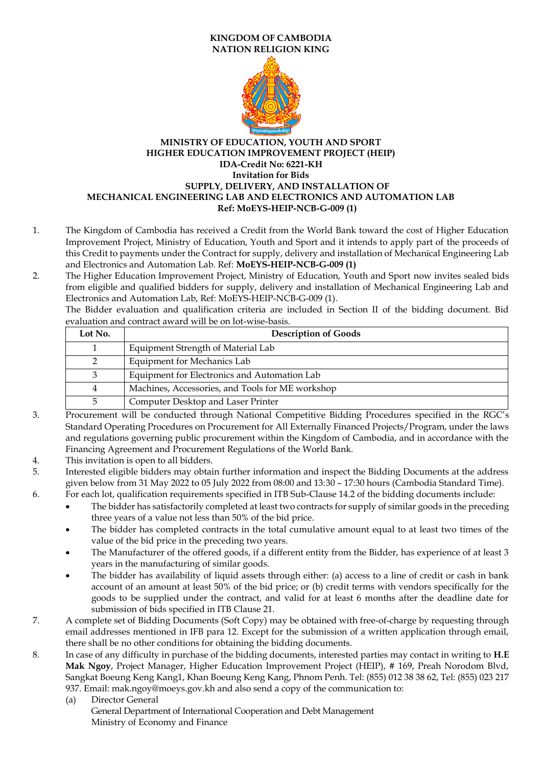**KINGDOM OF CAMBODIA**
**NATION RELIGION KING**

**MINISTRY OF EDUCATION, YOUTH AND SPORT**
**HIGHER EDUCATION IMPROVEMENT PROJECT (HEIP)**
**IDA-Credit No: 6221-KH**
**Invitation for Bids**
**SUPPLY, DELIVERY, AND INSTALLATION OF**
**MECHANICAL ENGINEERING LAB AND ELECTRONICS AND AUTOMATION LAB**
**Ref: MoEYS-HEIP-NCB-G-009 (1)**

1. The Kingdom of Cambodia has received a Credit from the World Bank toward the cost of Higher Education Improvement Project, Ministry of Education, Youth and Sport and it intends to apply part of the proceeds of this Credit to payments under the Contract for supply, delivery and installation of Mechanical Engineering Lab and Electronics and Automation Lab. Ref: **MoEYS-HEIP-NCB-G-009 (1)**
2. The Higher Education Improvement Project, Ministry of Education, Youth and Sport now invites sealed bids from eligible and qualified bidders for supply, delivery and installation of Mechanical Engineering Lab and Electronics and Automation Lab, Ref: MoEYS-HEIP-NCB-G-009 (1).
   The Bidder evaluation and qualification criteria are included in Section II of the bidding document. Bid evaluation and contract award will be on lot-wise-basis.

| Lot No. | Description of Goods |
|---|---|
| 1 | Equipment Strength of Material Lab |
| 2 | Equipment for Mechanics Lab |
| 3 | Equipment for Electronics and Automation Lab |
| 4 | Machines, Accessories, and Tools for ME workshop |
| 5 | Computer Desktop and Laser Printer |

3. Procurement will be conducted through National Competitive Bidding Procedures specified in the RGC's Standard Operating Procedures on Procurement for All Externally Financed Projects/Program, under the laws and regulations governing public procurement within the Kingdom of Cambodia, and in accordance with the Financing Agreement and Procurement Regulations of the World Bank.
4. This invitation is open to all bidders.
5. Interested eligible bidders may obtain further information and inspect the Bidding Documents at the address given below from 31 May 2022 to 05 July 2022 from 08:00 and 13:30 – 17:30 hours (Cambodia Standard Time).
6. For each lot, qualification requirements specified in ITB Sub-Clause 14.2 of the bidding documents include:
   - The bidder has satisfactorily completed at least two contracts for supply of similar goods in the preceding three years of a value not less than 50% of the bid price.
   - The bidder has completed contracts in the total cumulative amount equal to at least two times of the value of the bid price in the preceding two years.
   - The Manufacturer of the offered goods, if a different entity from the Bidder, has experience of at least 3 years in the manufacturing of similar goods.
   - The bidder has availability of liquid assets through either: (a) access to a line of credit or cash in bank account of an amount at least 50% of the bid price; or (b) credit terms with vendors specifically for the goods to be supplied under the contract, and valid for at least 6 months after the deadline date for submission of bids specified in ITB Clause 21.
7. A complete set of Bidding Documents (Soft Copy) may be obtained with free-of-charge by requesting through email addresses mentioned in IFB para 12. Except for the submission of a written application through email, there shall be no other conditions for obtaining the bidding documents.
8. In case of any difficulty in purchase of the bidding documents, interested parties may contact in writing to **H.E Mak Ngoy**, Project Manager, Higher Education Improvement Project (HEIP), # 169, Preah Norodom Blvd, Sangkat Boeung Keng Kang1, Khan Boeung Keng Kang, Phnom Penh. Tel: (855) 012 38 38 62, Tel: (855) 023 217 937. Email: mak.ngoy@moeys.gov.kh and also send a copy of the communication to:
   (a) Director General
   General Department of International Cooperation and Debt Management
   Ministry of Economy and Finance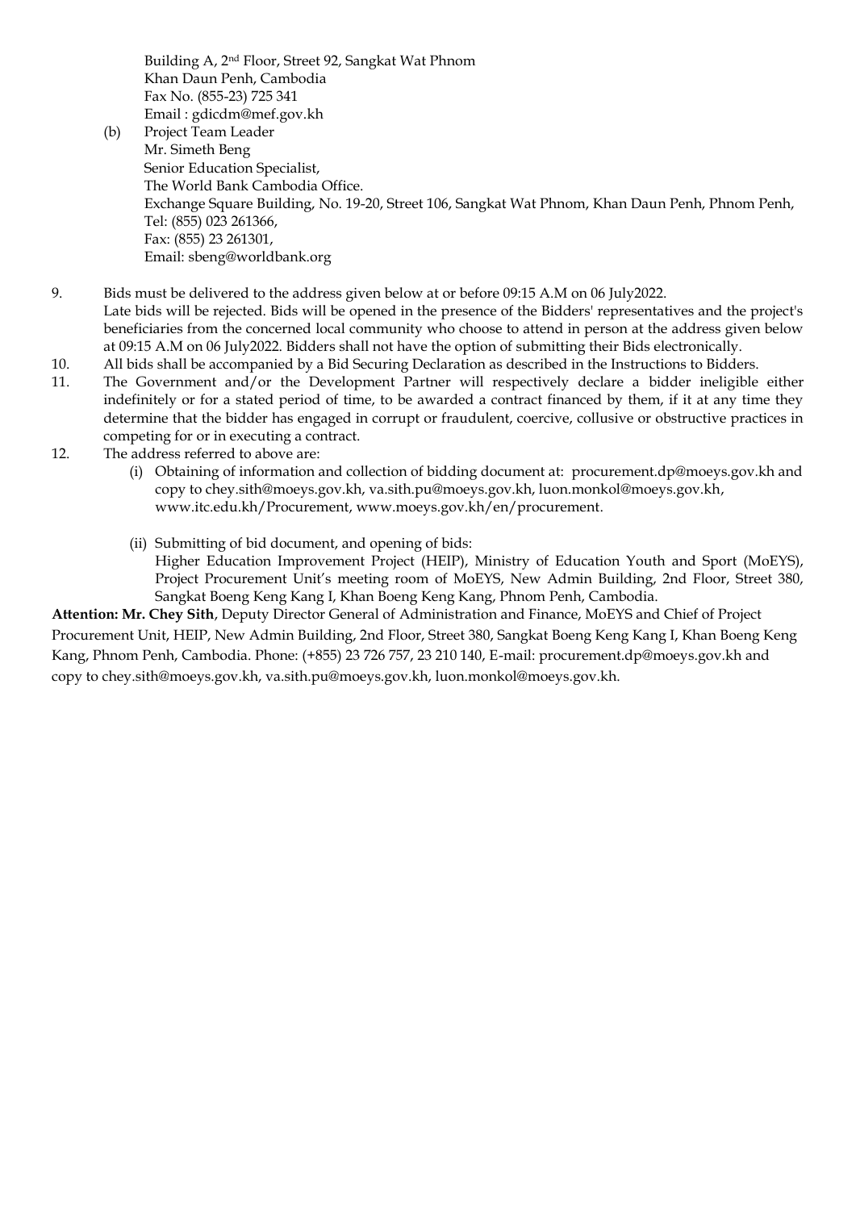Building A, 2nd Floor, Street 92, Sangkat Wat Phnom
Khan Daun Penh, Cambodia
Fax No. (855-23) 725 341
Email : gdicdm@mef.gov.kh

(b) Project Team Leader
Mr. Simeth Beng
Senior Education Specialist,
The World Bank Cambodia Office.
Exchange Square Building, No. 19-20, Street 106, Sangkat Wat Phnom, Khan Daun Penh, Phnom Penh,
Tel: (855) 023 261366,
Fax: (855) 23 261301,
Email: sbeng@worldbank.org

9. Bids must be delivered to the address given below at or before 09:15 A.M on 06 July2022. Late bids will be rejected. Bids will be opened in the presence of the Bidders' representatives and the project's beneficiaries from the concerned local community who choose to attend in person at the address given below at 09:15 A.M on 06 July2022. Bidders shall not have the option of submitting their Bids electronically.
10. All bids shall be accompanied by a Bid Securing Declaration as described in the Instructions to Bidders.
11. The Government and/or the Development Partner will respectively declare a bidder ineligible either indefinitely or for a stated period of time, to be awarded a contract financed by them, if it at any time they determine that the bidder has engaged in corrupt or fraudulent, coercive, collusive or obstructive practices in competing for or in executing a contract.
12. The address referred to above are:
    (i) Obtaining of information and collection of bidding document at: procurement.dp@moeys.gov.kh and copy to chey.sith@moeys.gov.kh, va.sith.pu@moeys.gov.kh, luon.monkol@moeys.gov.kh, www.itc.edu.kh/Procurement, www.moeys.gov.kh/en/procurement.

    (ii) Submitting of bid document, and opening of bids:
    Higher Education Improvement Project (HEIP), Ministry of Education Youth and Sport (MoEYS), Project Procurement Unit's meeting room of MoEYS, New Admin Building, 2nd Floor, Street 380, Sangkat Boeng Keng Kang I, Khan Boeng Keng Kang, Phnom Penh, Cambodia.

**Attention: Mr. Chey Sith**, Deputy Director General of Administration and Finance, MoEYS and Chief of Project Procurement Unit, HEIP, New Admin Building, 2nd Floor, Street 380, Sangkat Boeng Keng Kang I, Khan Boeng Keng Kang, Phnom Penh, Cambodia. Phone: (+855) 23 726 757, 23 210 140, E-mail: procurement.dp@moeys.gov.kh and copy to chey.sith@moeys.gov.kh, va.sith.pu@moeys.gov.kh, luon.monkol@moeys.gov.kh.